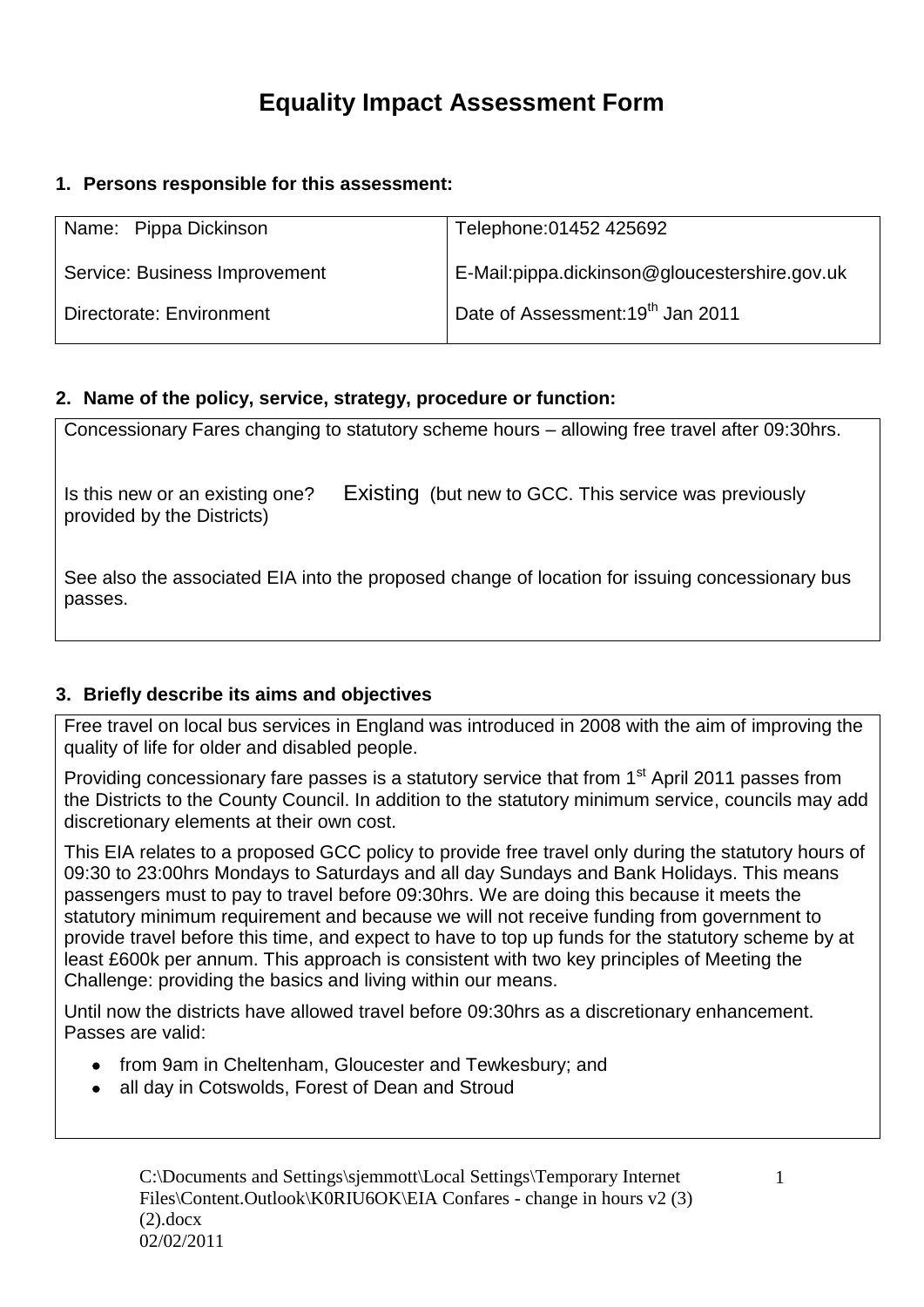# Equality Impact Assessment Form

## 1. Persons responsible for this assessment:

| Name: Pippa Dickinson | Telephone:01452 425692 |
|---|---|
| Service: Business Improvement | E-Mail:pippa.dickinson@gloucestershire.gov.uk |
| Directorate: Environment | Date of Assessment:19th Jan 2011 |

## 2. Name of the policy, service, strategy, procedure or function:

Concessionary Fares changing to statutory scheme hours – allowing free travel after 09:30hrs.

Is this new or an existing one? Existing (but new to GCC. This service was previously provided by the Districts)

See also the associated EIA into the proposed change of location for issuing concessionary bus passes.

## 3. Briefly describe its aims and objectives

Free travel on local bus services in England was introduced in 2008 with the aim of improving the quality of life for older and disabled people.

Providing concessionary fare passes is a statutory service that from 1st April 2011 passes from the Districts to the County Council. In addition to the statutory minimum service, councils may add discretionary elements at their own cost.

This EIA relates to a proposed GCC policy to provide free travel only during the statutory hours of 09:30 to 23:00hrs Mondays to Saturdays and all day Sundays and Bank Holidays. This means passengers must to pay to travel before 09:30hrs. We are doing this because it meets the statutory minimum requirement and because we will not receive funding from government to provide travel before this time, and expect to have to top up funds for the statutory scheme by at least £600k per annum. This approach is consistent with two key principles of Meeting the Challenge: providing the basics and living within our means.

Until now the districts have allowed travel before 09:30hrs as a discretionary enhancement. Passes are valid:

- from 9am in Cheltenham, Gloucester and Tewkesbury; and
- all day in Cotswolds, Forest of Dean and Stroud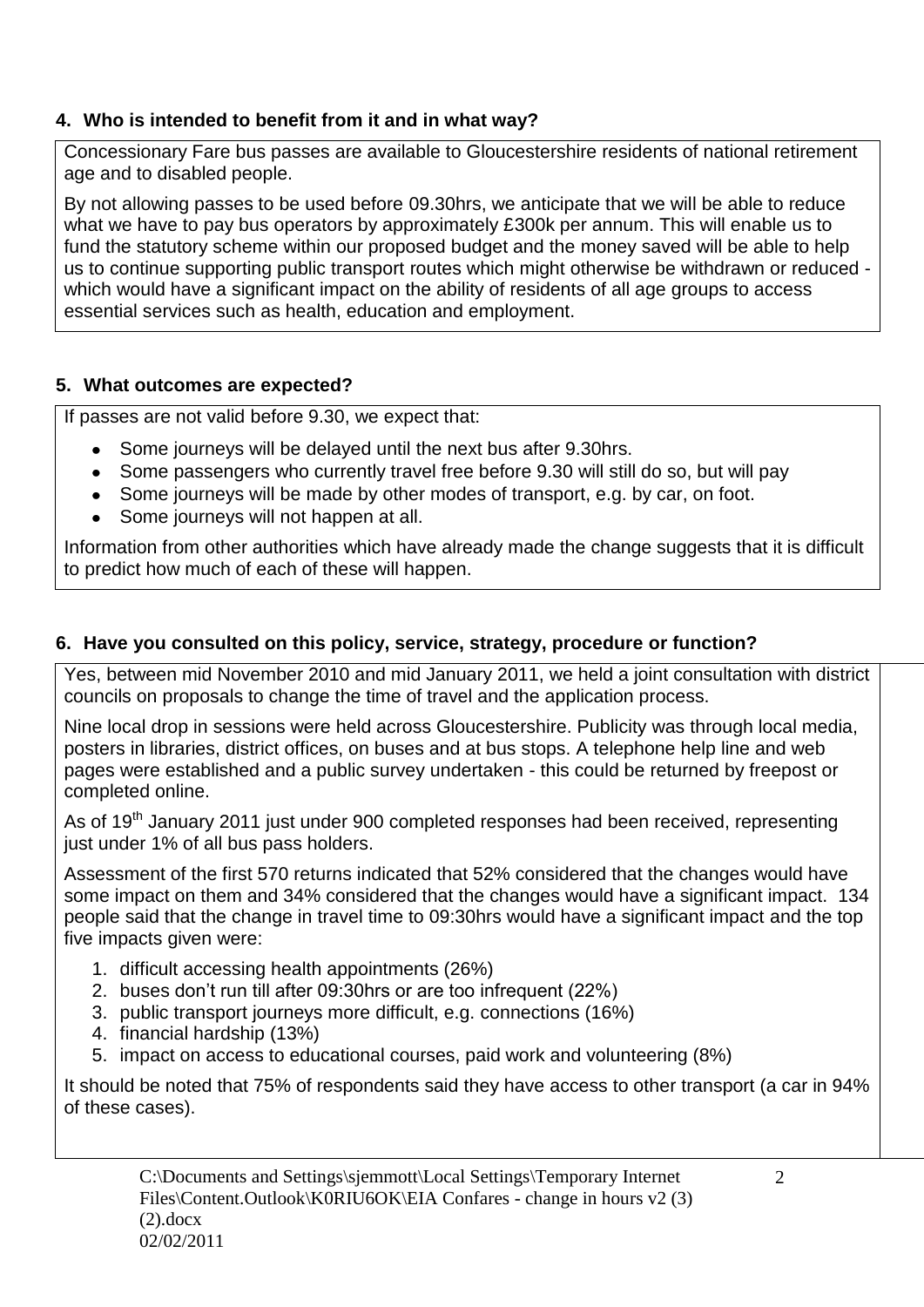### 4. Who is intended to benefit from it and in what way?

Concessionary Fare bus passes are available to Gloucestershire residents of national retirement age and to disabled people.

By not allowing passes to be used before 09.30hrs, we anticipate that we will be able to reduce what we have to pay bus operators by approximately £300k per annum. This will enable us to fund the statutory scheme within our proposed budget and the money saved will be able to help us to continue supporting public transport routes which might otherwise be withdrawn or reduced - which would have a significant impact on the ability of residents of all age groups to access essential services such as health, education and employment.

### 5. What outcomes are expected?

If passes are not valid before 9.30, we expect that:

- Some journeys will be delayed until the next bus after 9.30hrs.
- Some passengers who currently travel free before 9.30 will still do so, but will pay
- Some journeys will be made by other modes of transport, e.g. by car, on foot.
- Some journeys will not happen at all.

Information from other authorities which have already made the change suggests that it is difficult to predict how much of each of these will happen.

### 6. Have you consulted on this policy, service, strategy, procedure or function?

Yes, between mid November 2010 and mid January 2011, we held a joint consultation with district councils on proposals to change the time of travel and the application process.

Nine local drop in sessions were held across Gloucestershire. Publicity was through local media, posters in libraries, district offices, on buses and at bus stops. A telephone help line and web pages were established and a public survey undertaken - this could be returned by freepost or completed online.

As of 19th January 2011 just under 900 completed responses had been received, representing just under 1% of all bus pass holders.

Assessment of the first 570 returns indicated that 52% considered that the changes would have some impact on them and 34% considered that the changes would have a significant impact. 134 people said that the change in travel time to 09:30hrs would have a significant impact and the top five impacts given were:

1. difficult accessing health appointments (26%)
2. buses don't run till after 09:30hrs or are too infrequent (22%)
3. public transport journeys more difficult, e.g. connections (16%)
4. financial hardship (13%)
5. impact on access to educational courses, paid work and volunteering (8%)

It should be noted that 75% of respondents said they have access to other transport (a car in 94% of these cases).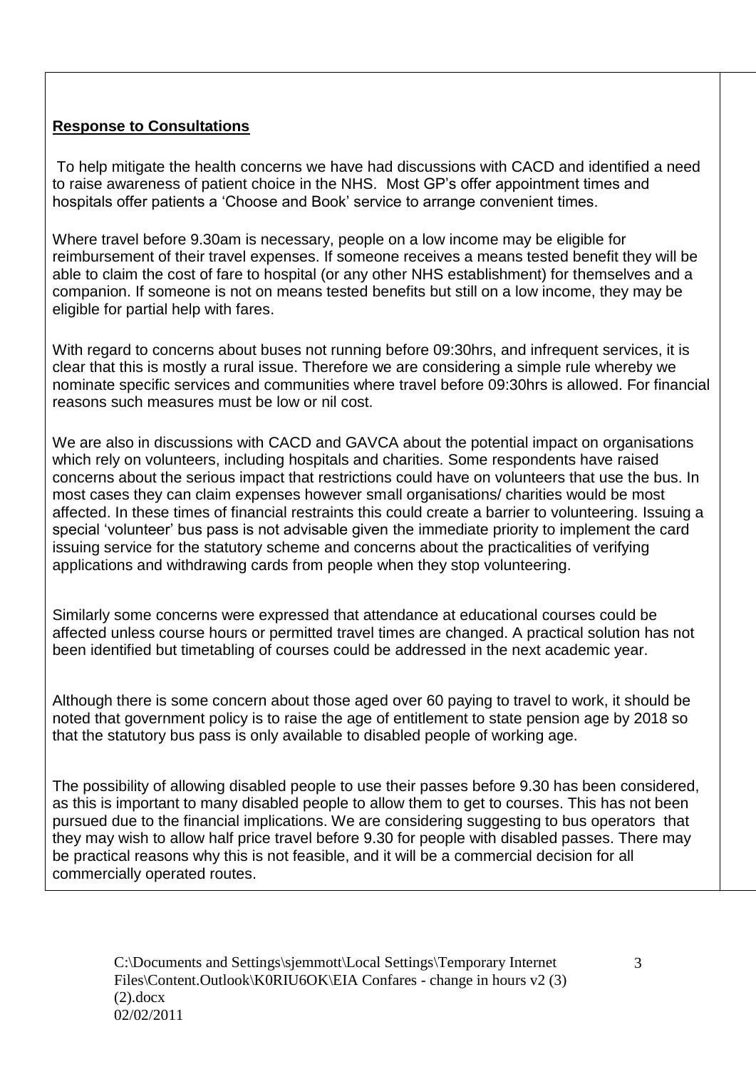**Response to Consultations**

To help mitigate the health concerns we have had discussions with CACD and identified a need to raise awareness of patient choice in the NHS. Most GP's offer appointment times and hospitals offer patients a 'Choose and Book' service to arrange convenient times.

Where travel before 9.30am is necessary, people on a low income may be eligible for reimbursement of their travel expenses. If someone receives a means tested benefit they will be able to claim the cost of fare to hospital (or any other NHS establishment) for themselves and a companion. If someone is not on means tested benefits but still on a low income, they may be eligible for partial help with fares.

With regard to concerns about buses not running before 09:30hrs, and infrequent services, it is clear that this is mostly a rural issue. Therefore we are considering a simple rule whereby we nominate specific services and communities where travel before 09:30hrs is allowed. For financial reasons such measures must be low or nil cost.

We are also in discussions with CACD and GAVCA about the potential impact on organisations which rely on volunteers, including hospitals and charities. Some respondents have raised concerns about the serious impact that restrictions could have on volunteers that use the bus. In most cases they can claim expenses however small organisations/ charities would be most affected. In these times of financial restraints this could create a barrier to volunteering. Issuing a special 'volunteer' bus pass is not advisable given the immediate priority to implement the card issuing service for the statutory scheme and concerns about the practicalities of verifying applications and withdrawing cards from people when they stop volunteering.

Similarly some concerns were expressed that attendance at educational courses could be affected unless course hours or permitted travel times are changed. A practical solution has not been identified but timetabling of courses could be addressed in the next academic year.

Although there is some concern about those aged over 60 paying to travel to work, it should be noted that government policy is to raise the age of entitlement to state pension age by 2018 so that the statutory bus pass is only available to disabled people of working age.

The possibility of allowing disabled people to use their passes before 9.30 has been considered, as this is important to many disabled people to allow them to get to courses. This has not been pursued due to the financial implications. We are considering suggesting to bus operators that they may wish to allow half price travel before 9.30 for people with disabled passes. There may be practical reasons why this is not feasible, and it will be a commercial decision for all commercially operated routes.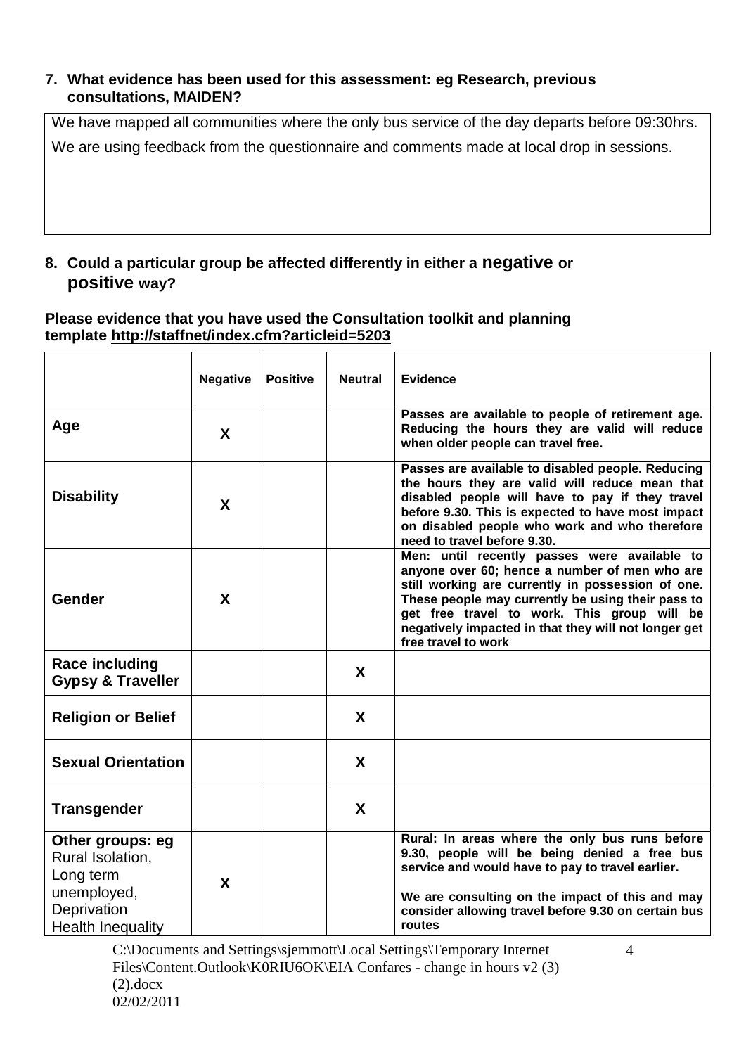**7. What evidence has been used for this assessment: eg Research, previous consultations, MAIDEN?**

We have mapped all communities where the only bus service of the day departs before 09:30hrs.

We are using feedback from the questionnaire and comments made at local drop in sessions.

**8. Could a particular group be affected differently in either a negative or positive way?**

**Please evidence that you have used the Consultation toolkit and planning template http://staffnet/index.cfm?articleid=5203**

| | Negative | Positive | Neutral | Evidence |
|---|---|---|---|---|
| **Age** | X | | | Passes are available to people of retirement age. Reducing the hours they are valid will reduce when older people can travel free. |
| **Disability** | X | | | Passes are available to disabled people. Reducing the hours they are valid will reduce mean that disabled people will have to pay if they travel before 9.30. This is expected to have most impact on disabled people who work and who therefore need to travel before 9.30. |
| **Gender** | X | | | Men: until recently passes were available to anyone over 60; hence a number of men who are still working are currently in possession of one. These people may currently be using their pass to get free travel to work. This group will be negatively impacted in that they will not longer get free travel to work |
| **Race including Gypsy & Traveller** | | | X | |
| **Religion or Belief** | | | X | |
| **Sexual Orientation** | | | X | |
| **Transgender** | | | X | |
| **Other groups: eg** Rural Isolation, Long term unemployed, Deprivation Health Inequality | X | | | Rural: In areas where the only bus runs before 9.30, people will be being denied a free bus service and would have to pay to travel earlier.<br><br>We are consulting on the impact of this and may consider allowing travel before 9.30 on certain bus routes |

C:\Documents and Settings\sjemmott\Local Settings\Temporary Internet Files\Content.Outlook\K0RIU6OK\EIA Confares - change in hours v2 (3) (2).docx
02/02/2011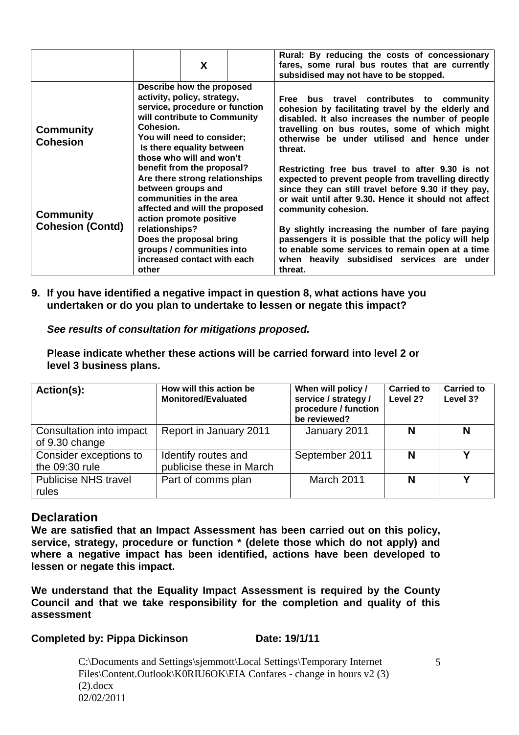| | | X | | Rural: By reducing the costs of concessionary fares, some rural bus routes that are currently subsidised may not have to be stopped. |
|---|---|---|---|---|
| **Community Cohesion**<br><br>**Community Cohesion (Contd)** | Describe how the proposed activity, policy, strategy, service, procedure or function will contribute to Community Cohesion.<br>You will need to consider;<br>Is there equality between those who will and won't benefit from the proposal?<br>Are there strong relationships between groups and communities in the area affected and will the proposed action promote positive relationships?<br>Does the proposal bring groups / communities into increased contact with each other | | | Free bus travel contributes to community cohesion by facilitating travel by the elderly and disabled. It also increases the number of people travelling on bus routes, some of which might otherwise be under utilised and hence under threat.<br><br>Restricting free bus travel to after 9.30 is not expected to prevent people from travelling directly since they can still travel before 9.30 if they pay, or wait until after 9.30. Hence it should not affect community cohesion.<br><br>By slightly increasing the number of fare paying passengers it is possible that the policy will help to enable some services to remain open at a time when heavily subsidised services are under threat. |

**9. If you have identified a negative impact in question 8, what actions have you undertaken or do you plan to undertake to lessen or negate this impact?**

***See results of consultation for mitigations proposed.***

**Please indicate whether these actions will be carried forward into level 2 or level 3 business plans.**

| Action(s): | How will this action be Monitored/Evaluated | When will policy / service / strategy / procedure / function be reviewed? | Carried to Level 2? | Carried to Level 3? |
|---|---|---|---|---|
| Consultation into impact of 9.30 change | Report in January 2011 | January 2011 | N | N |
| Consider exceptions to the 09:30 rule | Identify routes and publicise these in March | September 2011 | N | Y |
| Publicise NHS travel rules | Part of comms plan | March 2011 | N | Y |

## Declaration

**We are satisfied that an Impact Assessment has been carried out on this policy, service, strategy, procedure or function * (delete those which do not apply) and where a negative impact has been identified, actions have been developed to lessen or negate this impact.**

**We understand that the Equality Impact Assessment is required by the County Council and that we take responsibility for the completion and quality of this assessment**

**Completed by: Pippa Dickinson** **Date: 19/1/11**

C:\Documents and Settings\sjemmott\Local Settings\Temporary Internet Files\Content.Outlook\K0RIU6OK\EIA Confares - change in hours v2 (3) (2).docx
02/02/2011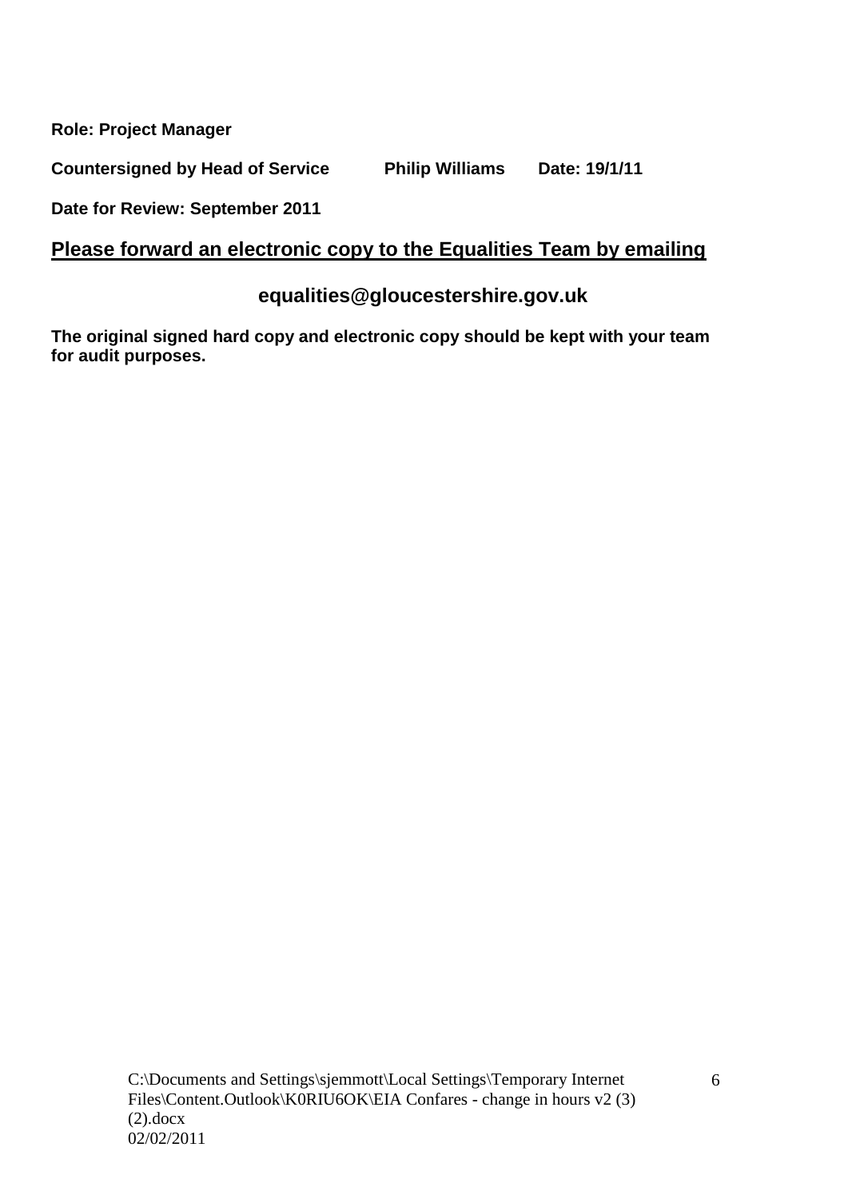**Role: Project Manager**

**Countersigned by Head of Service** **Philip Williams** **Date: 19/1/11**

**Date for Review: September 2011**

## Please forward an electronic copy to the Equalities Team by emailing

**equalities@gloucestershire.gov.uk**

**The original signed hard copy and electronic copy should be kept with your team for audit purposes.**